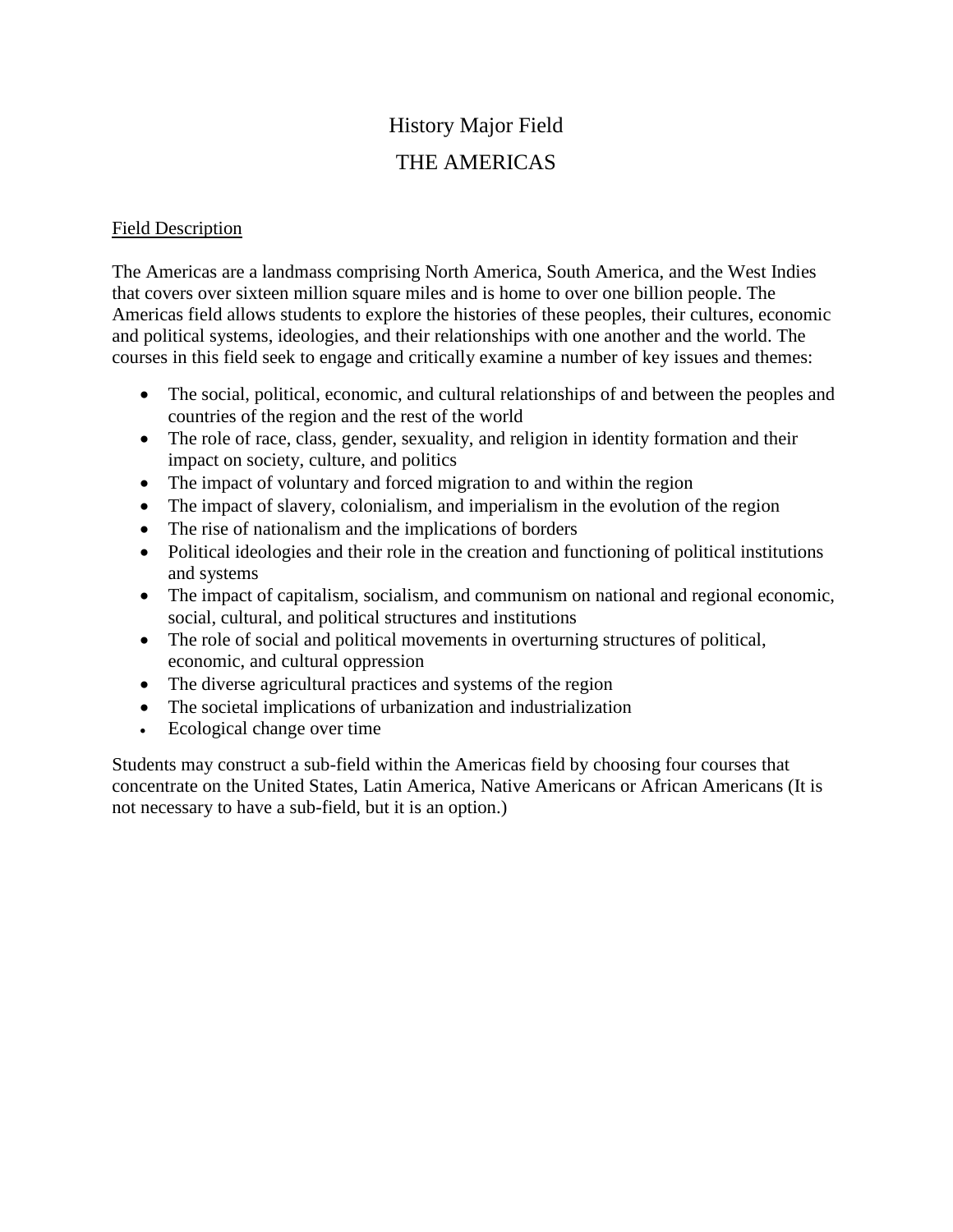# History Major Field

# THE AMERICAS

## Field Description

The Americas are a landmass comprising North America, South America, and the West Indies that covers over sixteen million square miles and is home to over one billion people. The Americas field allows students to explore the histories of these peoples, their cultures, economic and political systems, ideologies, and their relationships with one another and the world. The courses in this field seek to engage and critically examine a number of key issues and themes:

- The social, political, economic, and cultural relationships of and between the peoples and countries of the region and the rest of the world
- The role of race, class, gender, sexuality, and religion in identity formation and their impact on society, culture, and politics
- The impact of voluntary and forced migration to and within the region
- The impact of slavery, colonialism, and imperialism in the evolution of the region
- The rise of nationalism and the implications of borders
- Political ideologies and their role in the creation and functioning of political institutions and systems
- The impact of capitalism, socialism, and communism on national and regional economic, social, cultural, and political structures and institutions
- The role of social and political movements in overturning structures of political, economic, and cultural oppression
- The diverse agricultural practices and systems of the region
- The societal implications of urbanization and industrialization
- Ecological change over time

Students may construct a sub-field within the Americas field by choosing four courses that concentrate on the United States, Latin America, Native Americans or African Americans (It is not necessary to have a sub-field, but it is an option.)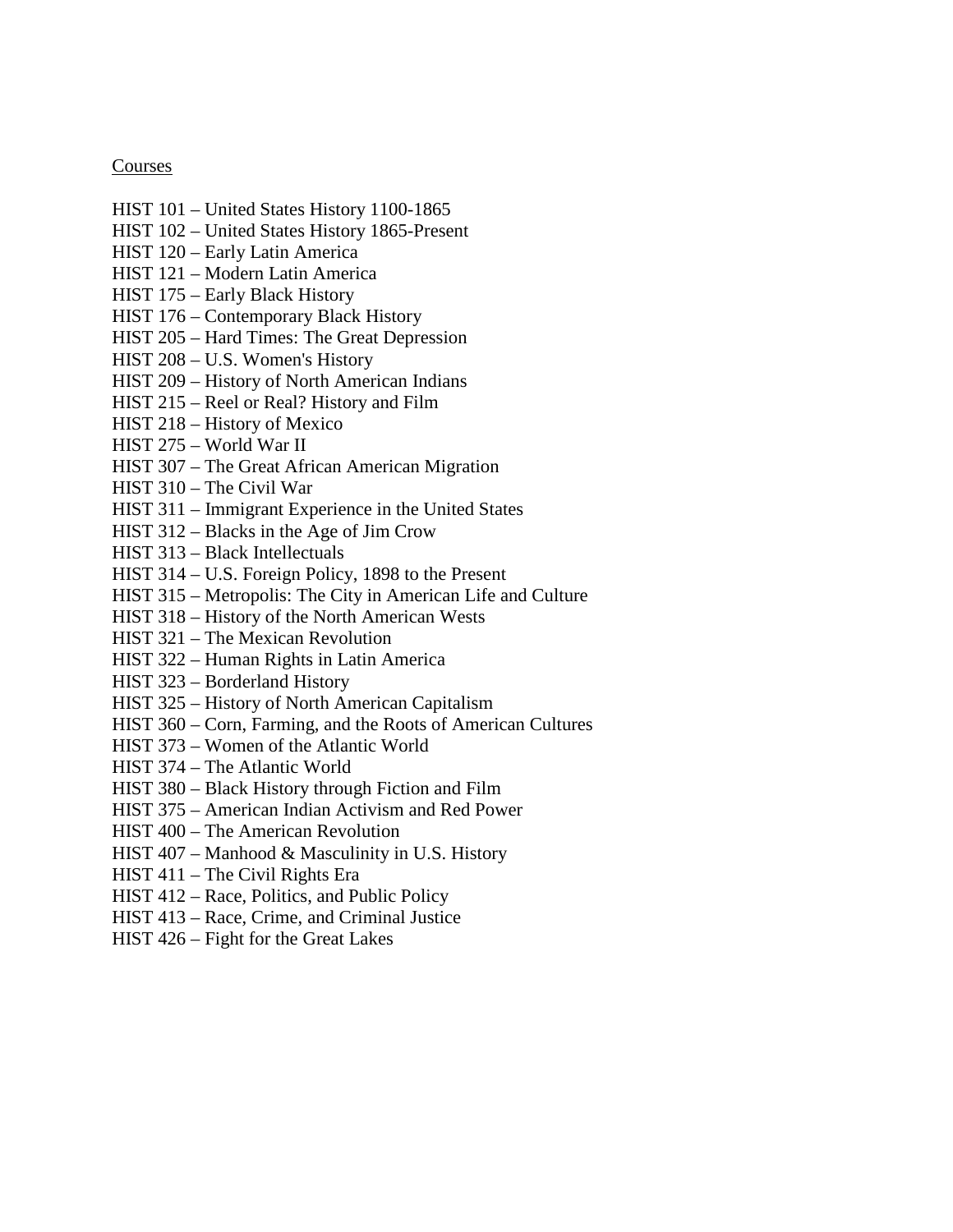Courses

HIST 101 – United States History 1100-1865
HIST 102 – United States History 1865-Present
HIST 120 – Early Latin America
HIST 121 – Modern Latin America
HIST 175 – Early Black History
HIST 176 – Contemporary Black History
HIST 205 – Hard Times: The Great Depression
HIST 208 – U.S. Women's History
HIST 209 – History of North American Indians
HIST 215 – Reel or Real? History and Film
HIST 218 – History of Mexico
HIST 275 – World War II
HIST 307 – The Great African American Migration
HIST 310 – The Civil War
HIST 311 – Immigrant Experience in the United States
HIST 312 – Blacks in the Age of Jim Crow
HIST 313 – Black Intellectuals
HIST 314 – U.S. Foreign Policy, 1898 to the Present
HIST 315 – Metropolis: The City in American Life and Culture
HIST 318 – History of the North American Wests
HIST 321 – The Mexican Revolution
HIST 322 – Human Rights in Latin America
HIST 323 – Borderland History
HIST 325 – History of North American Capitalism
HIST 360 – Corn, Farming, and the Roots of American Cultures
HIST 373 – Women of the Atlantic World
HIST 374 – The Atlantic World
HIST 380 – Black History through Fiction and Film
HIST 375 – American Indian Activism and Red Power
HIST 400 – The American Revolution
HIST 407 – Manhood & Masculinity in U.S. History
HIST 411 – The Civil Rights Era
HIST 412 – Race, Politics, and Public Policy
HIST 413 – Race, Crime, and Criminal Justice
HIST 426 – Fight for the Great Lakes